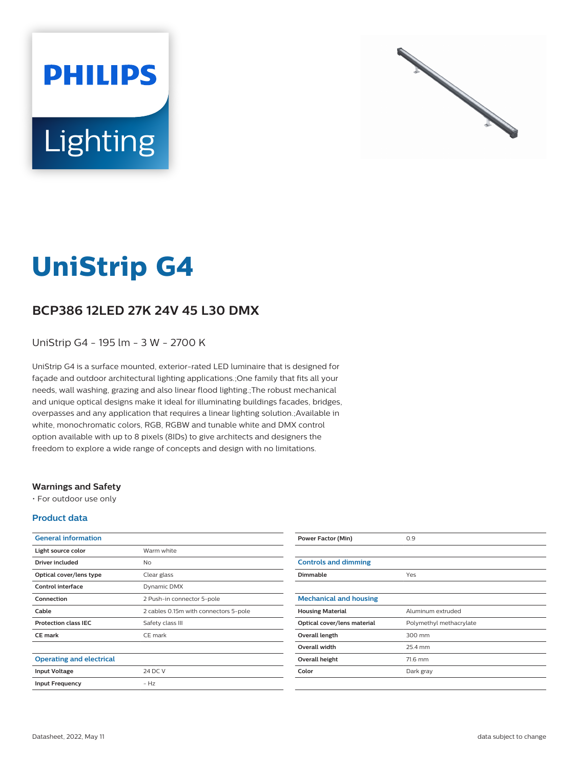# UniStrip G4

## BCP386 12LED 27K 24V 45 L30 DMX

UniStrip G4 - 195 lm - 3 W - 2700 K

UniStrip G4 is a surface mounted, exterior-rated LED luminaire that is designed for façade and outdoor architectural lighting applications.;One family that fits all your needs, wall washing, grazing and also linear flood lighting.;The robust mechanical and unique optical designs make it ideal for illuminating buildings facades, bridges, overpasses and any application that requires a linear lighting solution.;Available in white, monochromatic colors, RGB, RGBW and tunable white and DMX control option available with up to 8 pixels (8IDs) to give architects and designers the freedom to explore a wide range of concepts and design with no limitations.

### Warnings and Safety

- For outdoor use only

### Product data

| General information | |
|---|---|
| Light source color | Warm white |
| Driver included | No |
| Optical cover/lens type | Clear glass |
| Control interface | Dynamic DMX |
| Connection | 2 Push-in connector 5-pole |
| Cable | 2 cables 0.15m with connectors 5-pole |
| Protection class IEC | Safety class III |
| CE mark | CE mark |

| Operating and electrical | |
|---|---|
| Input Voltage | 24 DC V |
| Input Frequency | - Hz |
| Power Factor (Min) | 0.9 |

| Controls and dimming | |
|---|---|
| Dimmable | Yes |

| Mechanical and housing | |
|---|---|
| Housing Material | Aluminum extruded |
| Optical cover/lens material | Polymethyl methacrylate |
| Overall length | 300 mm |
| Overall width | 25.4 mm |
| Overall height | 71.6 mm |
| Color | Dark gray |

Datasheet, 2022, May 11 data subject to change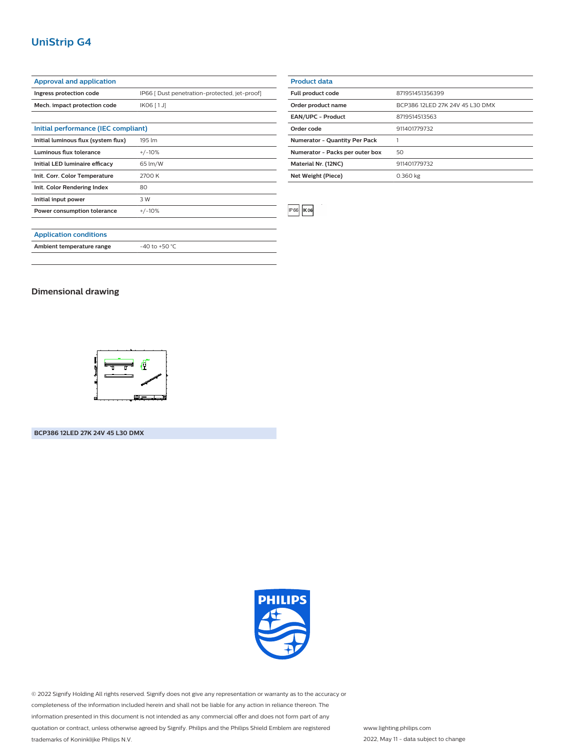# UniStrip G4

| Approval and application | |
|---|---|
| Ingress protection code | IP66 [ Dust penetration-protected, jet-proof] |
| Mech. impact protection code | IK06 [ 1 J] |

| Initial performance (IEC compliant) | |
|---|---|
| Initial luminous flux (system flux) | 195 lm |
| Luminous flux tolerance | +/-10% |
| Initial LED luminaire efficacy | 65 lm/W |
| Init. Corr. Color Temperature | 2700 K |
| Init. Color Rendering Index | 80 |
| Initial input power | 3 W |
| Power consumption tolerance | +/-10% |

| Application conditions | |
|---|---|
| Ambient temperature range | -40 to +50 °C |

| Product data | |
|---|---|
| Full product code | 871951451356399 |
| Order product name | BCP386 12LED 27K 24V 45 L30 DMX |
| EAN/UPC - Product | 8719514513563 |
| Order code | 911401779732 |
| Numerator - Quantity Per Pack | 1 |
| Numerator - Packs per outer box | 50 |
| Material Nr. (12NC) | 911401779732 |
| Net Weight (Piece) | 0.360 kg |

IP66 IK06

## Dimensional drawing

BCP386 12LED 27K 24V 45 L30 DMX

© 2022 Signify Holding All rights reserved. Signify does not give any representation or warranty as to the accuracy or completeness of the information included herein and shall not be liable for any action in reliance thereon. The information presented in this document is not intended as any commercial offer and does not form part of any quotation or contract, unless otherwise agreed by Signify. Philips and the Philips Shield Emblem are registered trademarks of Koninklijke Philips N.V.

www.lighting.philips.com

2022, May 11 - data subject to change